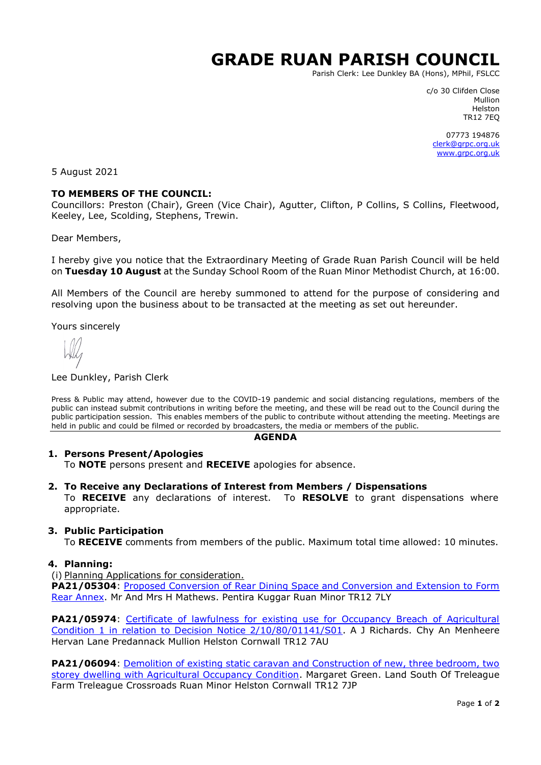# GRADE RUAN PARISH COUNCIL

Parish Clerk: Lee Dunkley BA (Hons), MPhil, FSLCC

c/o 30 Clifden Close
Mullion
Helston
TR12 7EQ

07773 194876
clerk@grpc.org.uk
www.grpc.org.uk

5 August 2021

**TO MEMBERS OF THE COUNCIL:**
Councillors: Preston (Chair), Green (Vice Chair), Agutter, Clifton, P Collins, S Collins, Fleetwood, Keeley, Lee, Scolding, Stephens, Trewin.

Dear Members,

I hereby give you notice that the Extraordinary Meeting of Grade Ruan Parish Council will be held on **Tuesday 10 August** at the Sunday School Room of the Ruan Minor Methodist Church, at 16:00.

All Members of the Council are hereby summoned to attend for the purpose of considering and resolving upon the business about to be transacted at the meeting as set out hereunder.

Yours sincerely

Lee Dunkley, Parish Clerk

Press & Public may attend, however due to the COVID-19 pandemic and social distancing regulations, members of the public can instead submit contributions in writing before the meeting, and these will be read out to the Council during the public participation session. This enables members of the public to contribute without attending the meeting. Meetings are held in public and could be filmed or recorded by broadcasters, the media or members of the public.

## AGENDA

1. **Persons Present/Apologies**
   To **NOTE** persons present and **RECEIVE** apologies for absence.

2. **To Receive any Declarations of Interest from Members / Dispensations**
   To **RECEIVE** any declarations of interest. To **RESOLVE** to grant dispensations where appropriate.

3. **Public Participation**
   To **RECEIVE** comments from members of the public. Maximum total time allowed: 10 minutes.

4. **Planning:**

(i) Planning Applications for consideration.

**PA21/05304**: Proposed Conversion of Rear Dining Space and Conversion and Extension to Form Rear Annex. Mr And Mrs H Mathews. Pentira Kuggar Ruan Minor TR12 7LY

**PA21/05974**: Certificate of lawfulness for existing use for Occupancy Breach of Agricultural Condition 1 in relation to Decision Notice 2/10/80/01141/S01. A J Richards. Chy An Menheere Hervan Lane Predannack Mullion Helston Cornwall TR12 7AU

**PA21/06094**: Demolition of existing static caravan and Construction of new, three bedroom, two storey dwelling with Agricultural Occupancy Condition. Margaret Green. Land South Of Treleague Farm Treleague Crossroads Ruan Minor Helston Cornwall TR12 7JP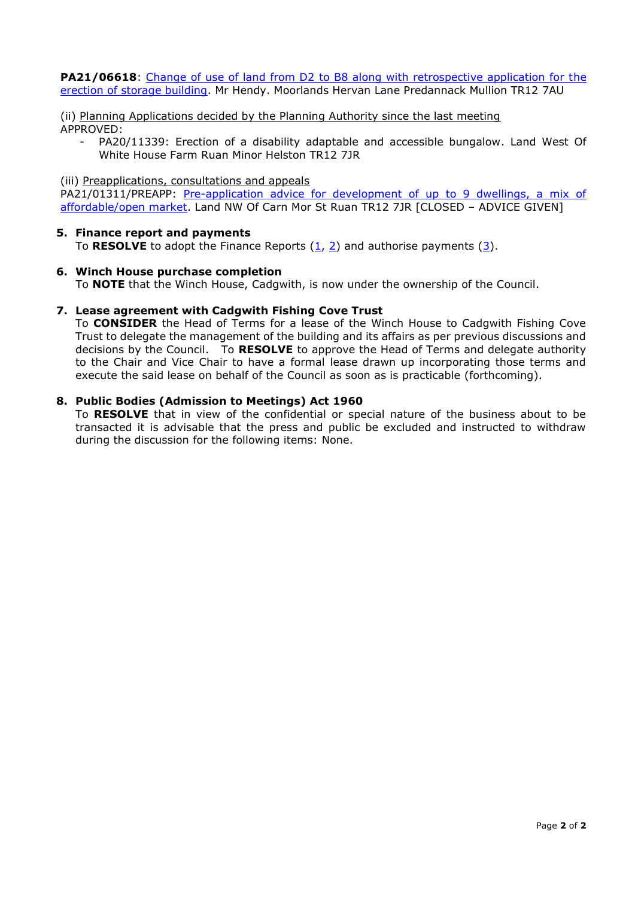**PA21/06618**: Change of use of land from D2 to B8 along with retrospective application for the erection of storage building. Mr Hendy. Moorlands Hervan Lane Predannack Mullion TR12 7AU

(ii) Planning Applications decided by the Planning Authority since the last meeting
APPROVED:

- PA20/11339: Erection of a disability adaptable and accessible bungalow. Land West Of White House Farm Ruan Minor Helston TR12 7JR

(iii) Preapplications, consultations and appeals
PA21/01311/PREAPP: Pre-application advice for development of up to 9 dwellings, a mix of affordable/open market. Land NW Of Carn Mor St Ruan TR12 7JR [CLOSED – ADVICE GIVEN]

5. **Finance report and payments**
   To **RESOLVE** to adopt the Finance Reports (1, 2) and authorise payments (3).

6. **Winch House purchase completion**
   To **NOTE** that the Winch House, Cadgwith, is now under the ownership of the Council.

7. **Lease agreement with Cadgwith Fishing Cove Trust**
   To **CONSIDER** the Head of Terms for a lease of the Winch House to Cadgwith Fishing Cove Trust to delegate the management of the building and its affairs as per previous discussions and decisions by the Council. To **RESOLVE** to approve the Head of Terms and delegate authority to the Chair and Vice Chair to have a formal lease drawn up incorporating those terms and execute the said lease on behalf of the Council as soon as is practicable (forthcoming).

8. **Public Bodies (Admission to Meetings) Act 1960**
   To **RESOLVE** that in view of the confidential or special nature of the business about to be transacted it is advisable that the press and public be excluded and instructed to withdraw during the discussion for the following items: None.